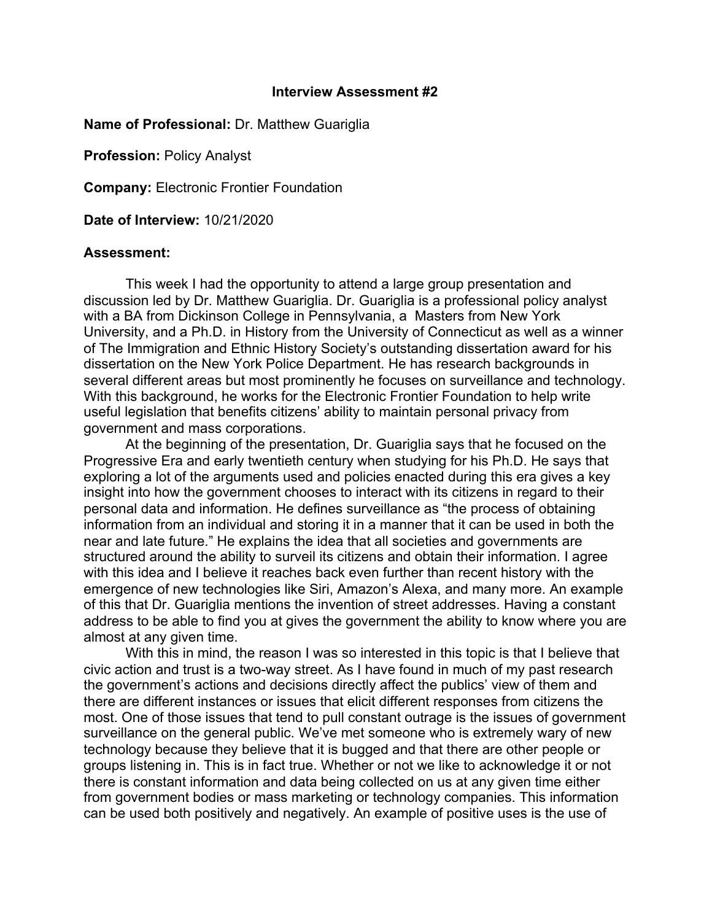**Interview Assessment #2**

**Name of Professional:** Dr. Matthew Guariglia

**Profession:** Policy Analyst

**Company:** Electronic Frontier Foundation

**Date of Interview:** 10/21/2020

**Assessment:**

This week I had the opportunity to attend a large group presentation and discussion led by Dr. Matthew Guariglia. Dr. Guariglia is a professional policy analyst with a BA from Dickinson College in Pennsylvania, a Masters from New York University, and a Ph.D. in History from the University of Connecticut as well as a winner of The Immigration and Ethnic History Society's outstanding dissertation award for his dissertation on the New York Police Department. He has research backgrounds in several different areas but most prominently he focuses on surveillance and technology. With this background, he works for the Electronic Frontier Foundation to help write useful legislation that benefits citizens' ability to maintain personal privacy from government and mass corporations.

At the beginning of the presentation, Dr. Guariglia says that he focused on the Progressive Era and early twentieth century when studying for his Ph.D. He says that exploring a lot of the arguments used and policies enacted during this era gives a key insight into how the government chooses to interact with its citizens in regard to their personal data and information. He defines surveillance as "the process of obtaining information from an individual and storing it in a manner that it can be used in both the near and late future." He explains the idea that all societies and governments are structured around the ability to surveil its citizens and obtain their information. I agree with this idea and I believe it reaches back even further than recent history with the emergence of new technologies like Siri, Amazon's Alexa, and many more. An example of this that Dr. Guariglia mentions the invention of street addresses. Having a constant address to be able to find you at gives the government the ability to know where you are almost at any given time.

With this in mind, the reason I was so interested in this topic is that I believe that civic action and trust is a two-way street. As I have found in much of my past research the government's actions and decisions directly affect the publics' view of them and there are different instances or issues that elicit different responses from citizens the most. One of those issues that tend to pull constant outrage is the issues of government surveillance on the general public. We've met someone who is extremely wary of new technology because they believe that it is bugged and that there are other people or groups listening in. This is in fact true. Whether or not we like to acknowledge it or not there is constant information and data being collected on us at any given time either from government bodies or mass marketing or technology companies. This information can be used both positively and negatively. An example of positive uses is the use of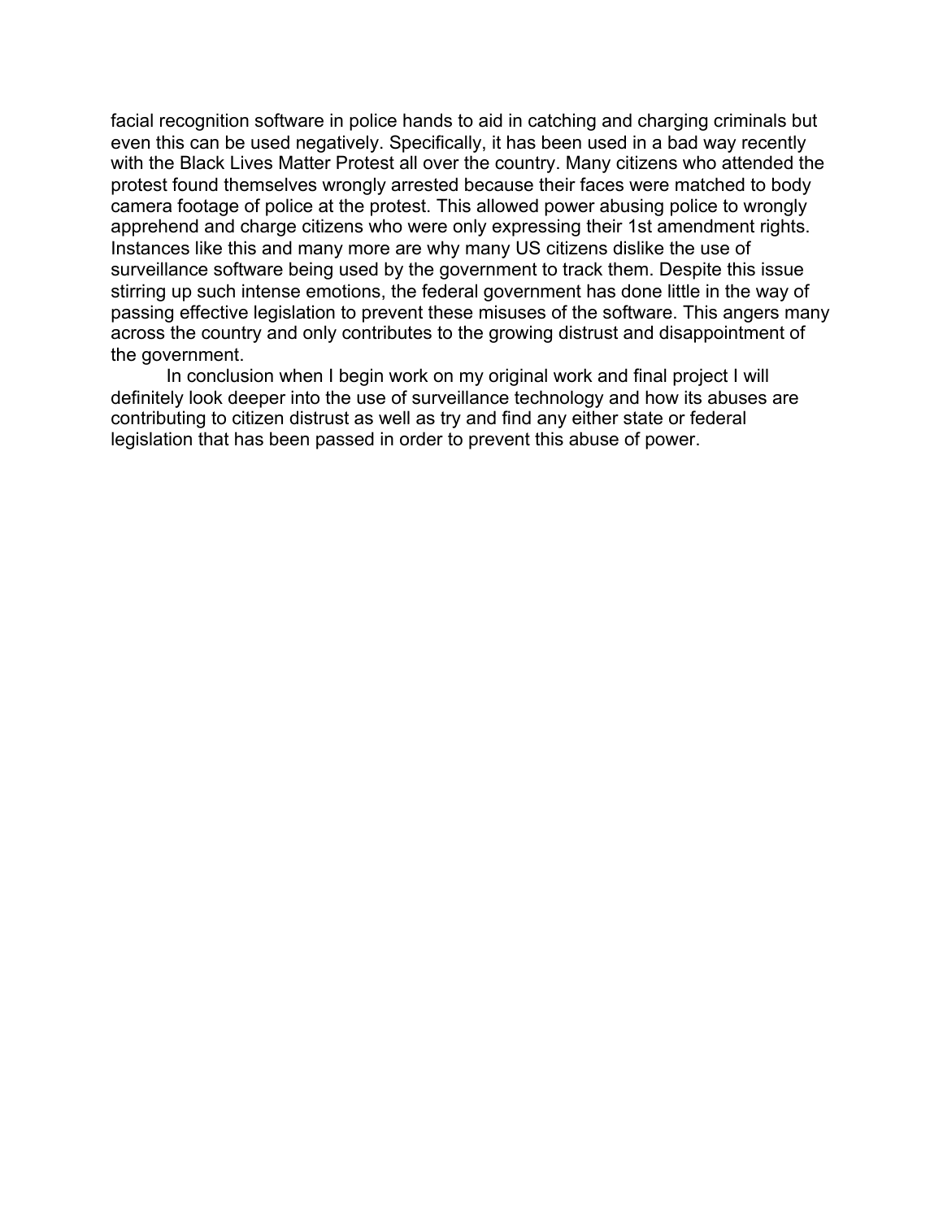facial recognition software in police hands to aid in catching and charging criminals but even this can be used negatively. Specifically, it has been used in a bad way recently with the Black Lives Matter Protest all over the country. Many citizens who attended the protest found themselves wrongly arrested because their faces were matched to body camera footage of police at the protest. This allowed power abusing police to wrongly apprehend and charge citizens who were only expressing their 1st amendment rights. Instances like this and many more are why many US citizens dislike the use of surveillance software being used by the government to track them. Despite this issue stirring up such intense emotions, the federal government has done little in the way of passing effective legislation to prevent these misuses of the software. This angers many across the country and only contributes to the growing distrust and disappointment of the government.

In conclusion when I begin work on my original work and final project I will definitely look deeper into the use of surveillance technology and how its abuses are contributing to citizen distrust as well as try and find any either state or federal legislation that has been passed in order to prevent this abuse of power.